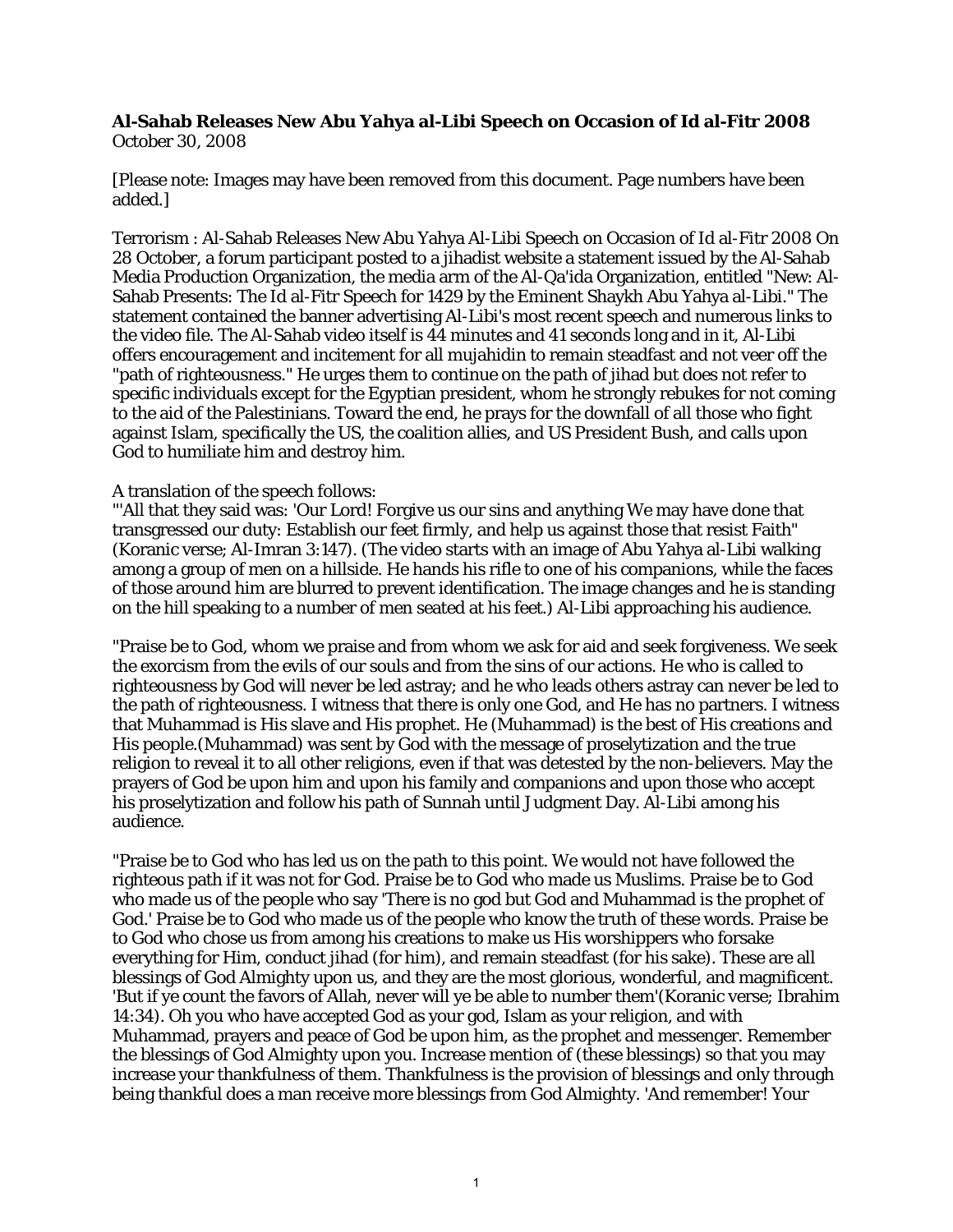**Al-Sahab Releases New Abu Yahya al-Libi Speech on Occasion of Id al-Fitr 2008**
October 30, 2008

[Please note: Images may have been removed from this document. Page numbers have been added.]

Terrorism : Al-Sahab Releases New Abu Yahya Al-Libi Speech on Occasion of Id al-Fitr 2008 On 28 October, a forum participant posted to a jihadist website a statement issued by the Al-Sahab Media Production Organization, the media arm of the Al-Qa'ida Organization, entitled "New: Al-Sahab Presents: The Id al-Fitr Speech for 1429 by the Eminent Shaykh Abu Yahya al-Libi." The statement contained the banner advertising Al-Libi's most recent speech and numerous links to the video file. The Al-Sahab video itself is 44 minutes and 41 seconds long and in it, Al-Libi offers encouragement and incitement for all mujahidin to remain steadfast and not veer off the "path of righteousness." He urges them to continue on the path of jihad but does not refer to specific individuals except for the Egyptian president, whom he strongly rebukes for not coming to the aid of the Palestinians. Toward the end, he prays for the downfall of all those who fight against Islam, specifically the US, the coalition allies, and US President Bush, and calls upon God to humiliate him and destroy him.

A translation of the speech follows:
"'All that they said was: 'Our Lord! Forgive us our sins and anything We may have done that transgressed our duty: Establish our feet firmly, and help us against those that resist Faith" (Koranic verse; Al-Imran 3:147). (The video starts with an image of Abu Yahya al-Libi walking among a group of men on a hillside. He hands his rifle to one of his companions, while the faces of those around him are blurred to prevent identification. The image changes and he is standing on the hill speaking to a number of men seated at his feet.) Al-Libi approaching his audience.

"Praise be to God, whom we praise and from whom we ask for aid and seek forgiveness. We seek the exorcism from the evils of our souls and from the sins of our actions. He who is called to righteousness by God will never be led astray; and he who leads others astray can never be led to the path of righteousness. I witness that there is only one God, and He has no partners. I witness that Muhammad is His slave and His prophet. He (Muhammad) is the best of His creations and His people.(Muhammad) was sent by God with the message of proselytization and the true religion to reveal it to all other religions, even if that was detested by the non-believers. May the prayers of God be upon him and upon his family and companions and upon those who accept his proselytization and follow his path of Sunnah until Judgment Day. Al-Libi among his audience.

"Praise be to God who has led us on the path to this point. We would not have followed the righteous path if it was not for God. Praise be to God who made us Muslims. Praise be to God who made us of the people who say 'There is no god but God and Muhammad is the prophet of God.' Praise be to God who made us of the people who know the truth of these words. Praise be to God who chose us from among his creations to make us His worshippers who forsake everything for Him, conduct jihad (for him), and remain steadfast (for his sake). These are all blessings of God Almighty upon us, and they are the most glorious, wonderful, and magnificent. 'But if ye count the favors of Allah, never will ye be able to number them'(Koranic verse; Ibrahim 14:34). Oh you who have accepted God as your god, Islam as your religion, and with Muhammad, prayers and peace of God be upon him, as the prophet and messenger. Remember the blessings of God Almighty upon you. Increase mention of (these blessings) so that you may increase your thankfulness of them. Thankfulness is the provision of blessings and only through being thankful does a man receive more blessings from God Almighty. 'And remember! Your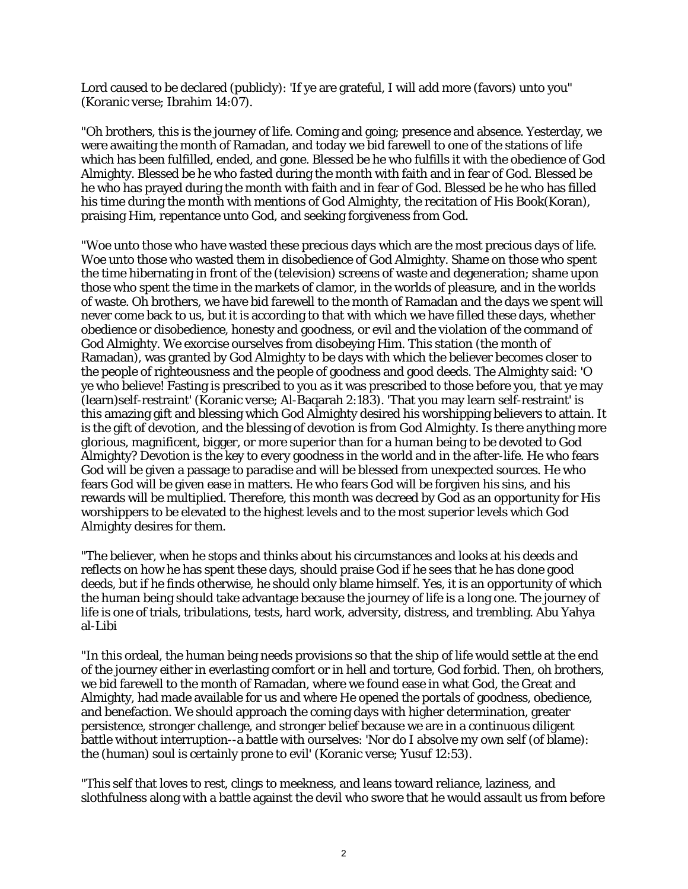Lord caused to be declared (publicly): 'If ye are grateful, I will add more (favors) unto you" (Koranic verse; Ibrahim 14:07).

"Oh brothers, this is the journey of life. Coming and going; presence and absence. Yesterday, we were awaiting the month of Ramadan, and today we bid farewell to one of the stations of life which has been fulfilled, ended, and gone. Blessed be he who fulfills it with the obedience of God Almighty. Blessed be he who fasted during the month with faith and in fear of God. Blessed be he who has prayed during the month with faith and in fear of God. Blessed be he who has filled his time during the month with mentions of God Almighty, the recitation of His Book(Koran), praising Him, repentance unto God, and seeking forgiveness from God.

"Woe unto those who have wasted these precious days which are the most precious days of life. Woe unto those who wasted them in disobedience of God Almighty. Shame on those who spent the time hibernating in front of the (television) screens of waste and degeneration; shame upon those who spent the time in the markets of clamor, in the worlds of pleasure, and in the worlds of waste. Oh brothers, we have bid farewell to the month of Ramadan and the days we spent will never come back to us, but it is according to that with which we have filled these days, whether obedience or disobedience, honesty and goodness, or evil and the violation of the command of God Almighty. We exorcise ourselves from disobeying Him. This station (the month of Ramadan), was granted by God Almighty to be days with which the believer becomes closer to the people of righteousness and the people of goodness and good deeds. The Almighty said: 'O ye who believe! Fasting is prescribed to you as it was prescribed to those before you, that ye may (learn)self-restraint' (Koranic verse; Al-Baqarah 2:183). 'That you may learn self-restraint' is this amazing gift and blessing which God Almighty desired his worshipping believers to attain. It is the gift of devotion, and the blessing of devotion is from God Almighty. Is there anything more glorious, magnificent, bigger, or more superior than for a human being to be devoted to God Almighty? Devotion is the key to every goodness in the world and in the after-life. He who fears God will be given a passage to paradise and will be blessed from unexpected sources. He who fears God will be given ease in matters. He who fears God will be forgiven his sins, and his rewards will be multiplied. Therefore, this month was decreed by God as an opportunity for His worshippers to be elevated to the highest levels and to the most superior levels which God Almighty desires for them.

"The believer, when he stops and thinks about his circumstances and looks at his deeds and reflects on how he has spent these days, should praise God if he sees that he has done good deeds, but if he finds otherwise, he should only blame himself. Yes, it is an opportunity of which the human being should take advantage because the journey of life is a long one. The journey of life is one of trials, tribulations, tests, hard work, adversity, distress, and trembling. Abu Yahya al-Libi

"In this ordeal, the human being needs provisions so that the ship of life would settle at the end of the journey either in everlasting comfort or in hell and torture, God forbid. Then, oh brothers, we bid farewell to the month of Ramadan, where we found ease in what God, the Great and Almighty, had made available for us and where He opened the portals of goodness, obedience, and benefaction. We should approach the coming days with higher determination, greater persistence, stronger challenge, and stronger belief because we are in a continuous diligent battle without interruption--a battle with ourselves: 'Nor do I absolve my own self (of blame): the (human) soul is certainly prone to evil' (Koranic verse; Yusuf 12:53).

"This self that loves to rest, clings to meekness, and leans toward reliance, laziness, and slothfulness along with a battle against the devil who swore that he would assault us from before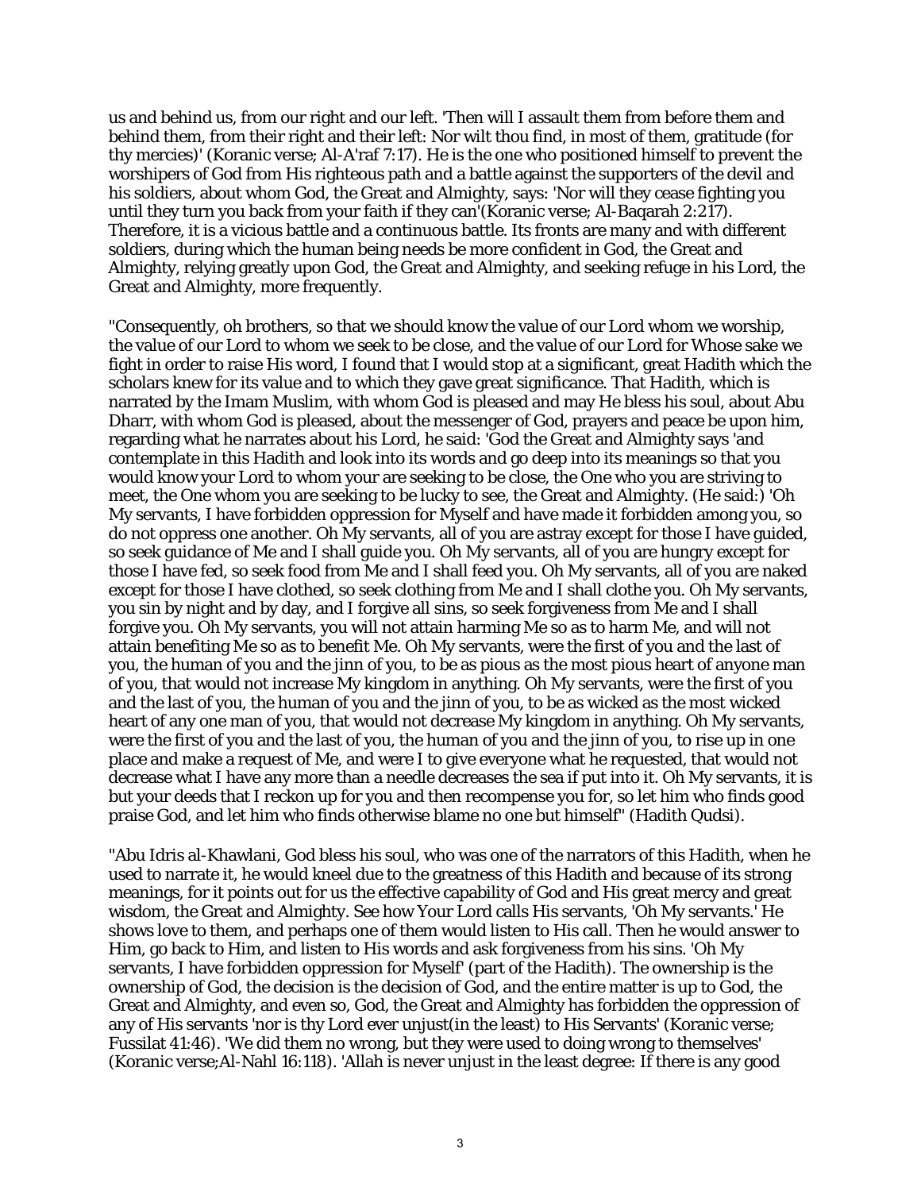us and behind us, from our right and our left. 'Then will I assault them from before them and behind them, from their right and their left: Nor wilt thou find, in most of them, gratitude (for thy mercies)' (Koranic verse; Al-A'raf 7:17). He is the one who positioned himself to prevent the worshipers of God from His righteous path and a battle against the supporters of the devil and his soldiers, about whom God, the Great and Almighty, says: 'Nor will they cease fighting you until they turn you back from your faith if they can'(Koranic verse; Al-Baqarah 2:217). Therefore, it is a vicious battle and a continuous battle. Its fronts are many and with different soldiers, during which the human being needs be more confident in God, the Great and Almighty, relying greatly upon God, the Great and Almighty, and seeking refuge in his Lord, the Great and Almighty, more frequently.

"Consequently, oh brothers, so that we should know the value of our Lord whom we worship, the value of our Lord to whom we seek to be close, and the value of our Lord for Whose sake we fight in order to raise His word, I found that I would stop at a significant, great Hadith which the scholars knew for its value and to which they gave great significance. That Hadith, which is narrated by the Imam Muslim, with whom God is pleased and may He bless his soul, about Abu Dharr, with whom God is pleased, about the messenger of God, prayers and peace be upon him, regarding what he narrates about his Lord, he said: 'God the Great and Almighty says 'and contemplate in this Hadith and look into its words and go deep into its meanings so that you would know your Lord to whom your are seeking to be close, the One who you are striving to meet, the One whom you are seeking to be lucky to see, the Great and Almighty. (He said:) 'Oh My servants, I have forbidden oppression for Myself and have made it forbidden among you, so do not oppress one another. Oh My servants, all of you are astray except for those I have guided, so seek guidance of Me and I shall guide you. Oh My servants, all of you are hungry except for those I have fed, so seek food from Me and I shall feed you. Oh My servants, all of you are naked except for those I have clothed, so seek clothing from Me and I shall clothe you. Oh My servants, you sin by night and by day, and I forgive all sins, so seek forgiveness from Me and I shall forgive you. Oh My servants, you will not attain harming Me so as to harm Me, and will not attain benefiting Me so as to benefit Me. Oh My servants, were the first of you and the last of you, the human of you and the jinn of you, to be as pious as the most pious heart of anyone man of you, that would not increase My kingdom in anything. Oh My servants, were the first of you and the last of you, the human of you and the jinn of you, to be as wicked as the most wicked heart of any one man of you, that would not decrease My kingdom in anything. Oh My servants, were the first of you and the last of you, the human of you and the jinn of you, to rise up in one place and make a request of Me, and were I to give everyone what he requested, that would not decrease what I have any more than a needle decreases the sea if put into it. Oh My servants, it is but your deeds that I reckon up for you and then recompense you for, so let him who finds good praise God, and let him who finds otherwise blame no one but himself" (Hadith Qudsi).

"Abu Idris al-Khawlani, God bless his soul, who was one of the narrators of this Hadith, when he used to narrate it, he would kneel due to the greatness of this Hadith and because of its strong meanings, for it points out for us the effective capability of God and His great mercy and great wisdom, the Great and Almighty. See how Your Lord calls His servants, 'Oh My servants.' He shows love to them, and perhaps one of them would listen to His call. Then he would answer to Him, go back to Him, and listen to His words and ask forgiveness from his sins. 'Oh My servants, I have forbidden oppression for Myself' (part of the Hadith). The ownership is the ownership of God, the decision is the decision of God, and the entire matter is up to God, the Great and Almighty, and even so, God, the Great and Almighty has forbidden the oppression of any of His servants 'nor is thy Lord ever unjust(in the least) to His Servants' (Koranic verse; Fussilat 41:46). 'We did them no wrong, but they were used to doing wrong to themselves' (Koranic verse;Al-Nahl 16:118). 'Allah is never unjust in the least degree: If there is any good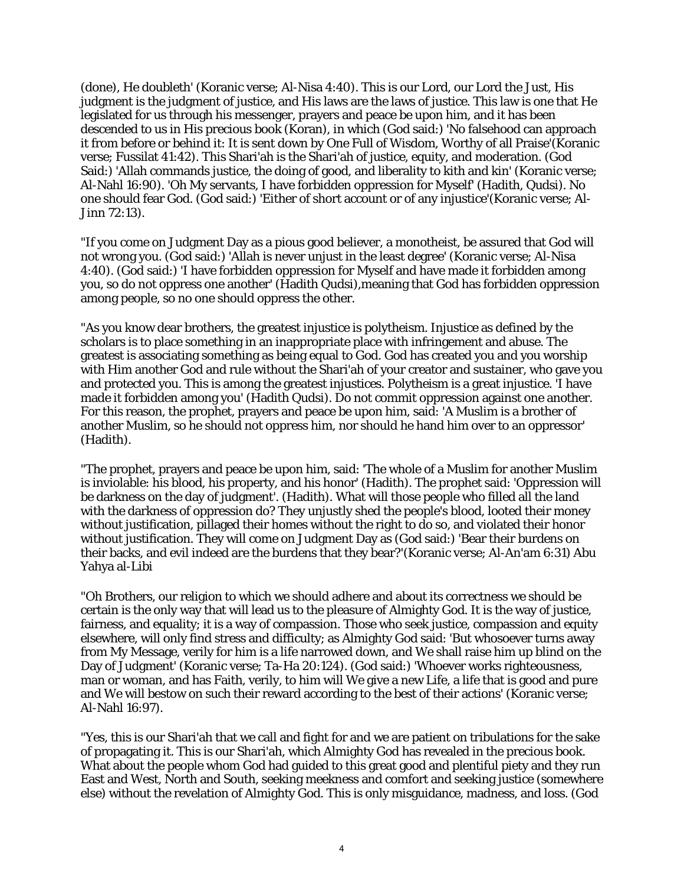(done), He doubleth' (Koranic verse; Al-Nisa 4:40). This is our Lord, our Lord the Just, His judgment is the judgment of justice, and His laws are the laws of justice. This law is one that He legislated for us through his messenger, prayers and peace be upon him, and it has been descended to us in His precious book (Koran), in which (God said:) 'No falsehood can approach it from before or behind it: It is sent down by One Full of Wisdom, Worthy of all Praise'(Koranic verse; Fussilat 41:42). This Shari'ah is the Shari'ah of justice, equity, and moderation. (God Said:) 'Allah commands justice, the doing of good, and liberality to kith and kin' (Koranic verse; Al-Nahl 16:90). 'Oh My servants, I have forbidden oppression for Myself' (Hadith, Qudsi). No one should fear God. (God said:) 'Either of short account or of any injustice'(Koranic verse; Al-Jinn 72:13).

"If you come on Judgment Day as a pious good believer, a monotheist, be assured that God will not wrong you. (God said:) 'Allah is never unjust in the least degree' (Koranic verse; Al-Nisa 4:40). (God said:) 'I have forbidden oppression for Myself and have made it forbidden among you, so do not oppress one another' (Hadith Qudsi),meaning that God has forbidden oppression among people, so no one should oppress the other.

"As you know dear brothers, the greatest injustice is polytheism. Injustice as defined by the scholars is to place something in an inappropriate place with infringement and abuse. The greatest is associating something as being equal to God. God has created you and you worship with Him another God and rule without the Shari'ah of your creator and sustainer, who gave you and protected you. This is among the greatest injustices. Polytheism is a great injustice. 'I have made it forbidden among you' (Hadith Qudsi). Do not commit oppression against one another. For this reason, the prophet, prayers and peace be upon him, said: 'A Muslim is a brother of another Muslim, so he should not oppress him, nor should he hand him over to an oppressor' (Hadith).

"The prophet, prayers and peace be upon him, said: 'The whole of a Muslim for another Muslim is inviolable: his blood, his property, and his honor' (Hadith). The prophet said: 'Oppression will be darkness on the day of judgment'. (Hadith). What will those people who filled all the land with the darkness of oppression do? They unjustly shed the people's blood, looted their money without justification, pillaged their homes without the right to do so, and violated their honor without justification. They will come on Judgment Day as (God said:) 'Bear their burdens on their backs, and evil indeed are the burdens that they bear?'(Koranic verse; Al-An'am 6:31) Abu Yahya al-Libi

"Oh Brothers, our religion to which we should adhere and about its correctness we should be certain is the only way that will lead us to the pleasure of Almighty God. It is the way of justice, fairness, and equality; it is a way of compassion. Those who seek justice, compassion and equity elsewhere, will only find stress and difficulty; as Almighty God said: 'But whosoever turns away from My Message, verily for him is a life narrowed down, and We shall raise him up blind on the Day of Judgment' (Koranic verse; Ta-Ha 20:124). (God said:) 'Whoever works righteousness, man or woman, and has Faith, verily, to him will We give a new Life, a life that is good and pure and We will bestow on such their reward according to the best of their actions' (Koranic verse; Al-Nahl 16:97).

"Yes, this is our Shari'ah that we call and fight for and we are patient on tribulations for the sake of propagating it. This is our Shari'ah, which Almighty God has revealed in the precious book. What about the people whom God had guided to this great good and plentiful piety and they run East and West, North and South, seeking meekness and comfort and seeking justice (somewhere else) without the revelation of Almighty God. This is only misguidance, madness, and loss. (God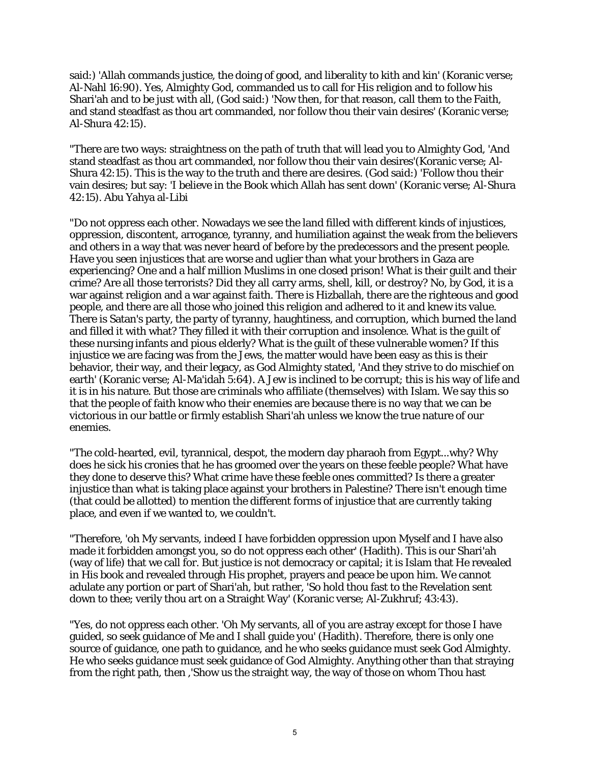said:) 'Allah commands justice, the doing of good, and liberality to kith and kin' (Koranic verse; Al-Nahl 16:90). Yes, Almighty God, commanded us to call for His religion and to follow his Shari'ah and to be just with all, (God said:) 'Now then, for that reason, call them to the Faith, and stand steadfast as thou art commanded, nor follow thou their vain desires' (Koranic verse; Al-Shura 42:15).

"There are two ways: straightness on the path of truth that will lead you to Almighty God, 'And stand steadfast as thou art commanded, nor follow thou their vain desires'(Koranic verse; Al-Shura 42:15). This is the way to the truth and there are desires. (God said:) 'Follow thou their vain desires; but say: 'I believe in the Book which Allah has sent down' (Koranic verse; Al-Shura 42:15). Abu Yahya al-Libi

"Do not oppress each other. Nowadays we see the land filled with different kinds of injustices, oppression, discontent, arrogance, tyranny, and humiliation against the weak from the believers and others in a way that was never heard of before by the predecessors and the present people. Have you seen injustices that are worse and uglier than what your brothers in Gaza are experiencing? One and a half million Muslims in one closed prison! What is their guilt and their crime? Are all those terrorists? Did they all carry arms, shell, kill, or destroy? No, by God, it is a war against religion and a war against faith. There is Hizballah, there are the righteous and good people, and there are all those who joined this religion and adhered to it and knew its value. There is Satan's party, the party of tyranny, haughtiness, and corruption, which burned the land and filled it with what? They filled it with their corruption and insolence. What is the guilt of these nursing infants and pious elderly? What is the guilt of these vulnerable women? If this injustice we are facing was from the Jews, the matter would have been easy as this is their behavior, their way, and their legacy, as God Almighty stated, 'And they strive to do mischief on earth' (Koranic verse; Al-Ma'idah 5:64). A Jew is inclined to be corrupt; this is his way of life and it is in his nature. But those are criminals who affiliate (themselves) with Islam. We say this so that the people of faith know who their enemies are because there is no way that we can be victorious in our battle or firmly establish Shari'ah unless we know the true nature of our enemies.

"The cold-hearted, evil, tyrannical, despot, the modern day pharaoh from Egypt...why? Why does he sick his cronies that he has groomed over the years on these feeble people? What have they done to deserve this? What crime have these feeble ones committed? Is there a greater injustice than what is taking place against your brothers in Palestine? There isn't enough time (that could be allotted) to mention the different forms of injustice that are currently taking place, and even if we wanted to, we couldn't.

"Therefore, 'oh My servants, indeed I have forbidden oppression upon Myself and I have also made it forbidden amongst you, so do not oppress each other' (Hadith). This is our Shari'ah (way of life) that we call for. But justice is not democracy or capital; it is Islam that He revealed in His book and revealed through His prophet, prayers and peace be upon him. We cannot adulate any portion or part of Shari'ah, but rather, 'So hold thou fast to the Revelation sent down to thee; verily thou art on a Straight Way' (Koranic verse; Al-Zukhruf; 43:43).

"Yes, do not oppress each other. 'Oh My servants, all of you are astray except for those I have guided, so seek guidance of Me and I shall guide you' (Hadith). Therefore, there is only one source of guidance, one path to guidance, and he who seeks guidance must seek God Almighty. He who seeks guidance must seek guidance of God Almighty. Anything other than that straying from the right path, then ,'Show us the straight way, the way of those on whom Thou hast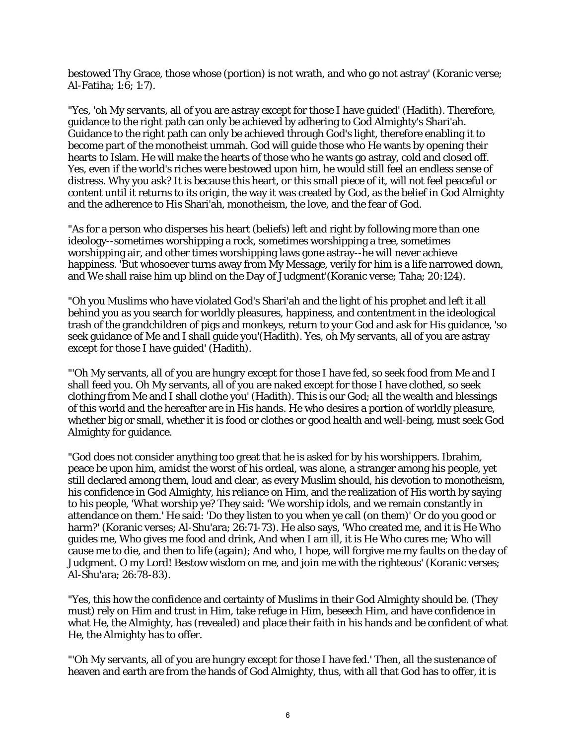bestowed Thy Grace, those whose (portion) is not wrath, and who go not astray' (Koranic verse; Al-Fatiha; 1:6; 1:7).

"Yes, 'oh My servants, all of you are astray except for those I have guided' (Hadith). Therefore, guidance to the right path can only be achieved by adhering to God Almighty's Shari'ah. Guidance to the right path can only be achieved through God's light, therefore enabling it to become part of the monotheist ummah. God will guide those who He wants by opening their hearts to Islam. He will make the hearts of those who he wants go astray, cold and closed off. Yes, even if the world's riches were bestowed upon him, he would still feel an endless sense of distress. Why you ask? It is because this heart, or this small piece of it, will not feel peaceful or content until it returns to its origin, the way it was created by God, as the belief in God Almighty and the adherence to His Shari'ah, monotheism, the love, and the fear of God.

"As for a person who disperses his heart (beliefs) left and right by following more than one ideology--sometimes worshipping a rock, sometimes worshipping a tree, sometimes worshipping air, and other times worshipping laws gone astray--he will never achieve happiness. 'But whosoever turns away from My Message, verily for him is a life narrowed down, and We shall raise him up blind on the Day of Judgment'(Koranic verse; Taha; 20:124).

"Oh you Muslims who have violated God's Shari'ah and the light of his prophet and left it all behind you as you search for worldly pleasures, happiness, and contentment in the ideological trash of the grandchildren of pigs and monkeys, return to your God and ask for His guidance, 'so seek guidance of Me and I shall guide you'(Hadith). Yes, oh My servants, all of you are astray except for those I have guided' (Hadith).

"'Oh My servants, all of you are hungry except for those I have fed, so seek food from Me and I shall feed you. Oh My servants, all of you are naked except for those I have clothed, so seek clothing from Me and I shall clothe you' (Hadith). This is our God; all the wealth and blessings of this world and the hereafter are in His hands. He who desires a portion of worldly pleasure, whether big or small, whether it is food or clothes or good health and well-being, must seek God Almighty for guidance.

"God does not consider anything too great that he is asked for by his worshippers. Ibrahim, peace be upon him, amidst the worst of his ordeal, was alone, a stranger among his people, yet still declared among them, loud and clear, as every Muslim should, his devotion to monotheism, his confidence in God Almighty, his reliance on Him, and the realization of His worth by saying to his people, 'What worship ye? They said: 'We worship idols, and we remain constantly in attendance on them.' He said: 'Do they listen to you when ye call (on them)' Or do you good or harm?' (Koranic verses; Al-Shu'ara; 26:71-73). He also says, 'Who created me, and it is He Who guides me, Who gives me food and drink, And when I am ill, it is He Who cures me; Who will cause me to die, and then to life (again); And who, I hope, will forgive me my faults on the day of Judgment. O my Lord! Bestow wisdom on me, and join me with the righteous' (Koranic verses; Al-Shu'ara; 26:78-83).

"Yes, this how the confidence and certainty of Muslims in their God Almighty should be. (They must) rely on Him and trust in Him, take refuge in Him, beseech Him, and have confidence in what He, the Almighty, has (revealed) and place their faith in his hands and be confident of what He, the Almighty has to offer.

"'Oh My servants, all of you are hungry except for those I have fed.' Then, all the sustenance of heaven and earth are from the hands of God Almighty, thus, with all that God has to offer, it is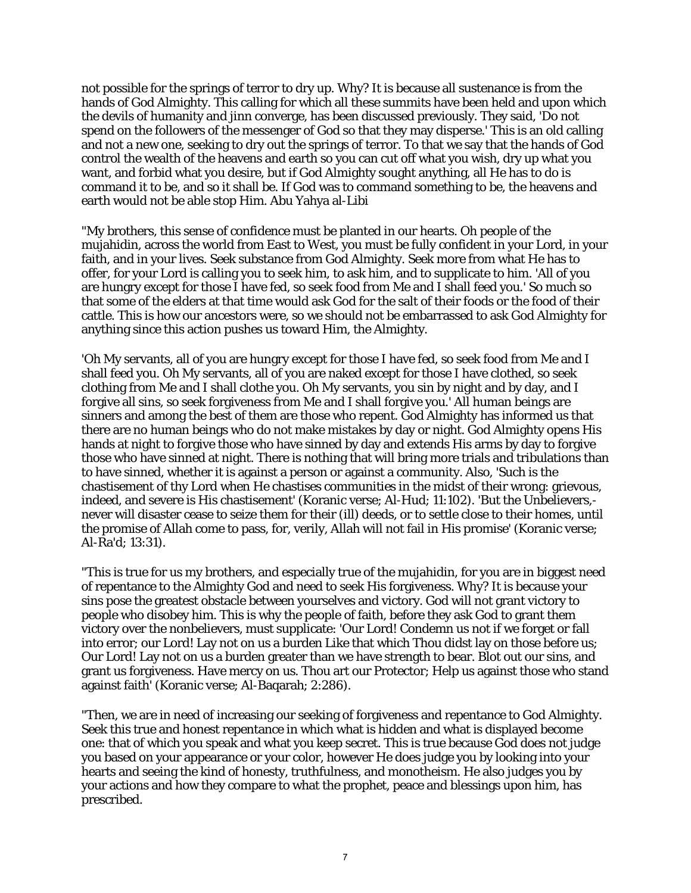not possible for the springs of terror to dry up. Why? It is because all sustenance is from the hands of God Almighty. This calling for which all these summits have been held and upon which the devils of humanity and jinn converge, has been discussed previously. They said, 'Do not spend on the followers of the messenger of God so that they may disperse.' This is an old calling and not a new one, seeking to dry out the springs of terror. To that we say that the hands of God control the wealth of the heavens and earth so you can cut off what you wish, dry up what you want, and forbid what you desire, but if God Almighty sought anything, all He has to do is command it to be, and so it shall be. If God was to command something to be, the heavens and earth would not be able stop Him. Abu Yahya al-Libi

"My brothers, this sense of confidence must be planted in our hearts. Oh people of the mujahidin, across the world from East to West, you must be fully confident in your Lord, in your faith, and in your lives. Seek substance from God Almighty. Seek more from what He has to offer, for your Lord is calling you to seek him, to ask him, and to supplicate to him. 'All of you are hungry except for those I have fed, so seek food from Me and I shall feed you.' So much so that some of the elders at that time would ask God for the salt of their foods or the food of their cattle. This is how our ancestors were, so we should not be embarrassed to ask God Almighty for anything since this action pushes us toward Him, the Almighty.

'Oh My servants, all of you are hungry except for those I have fed, so seek food from Me and I shall feed you. Oh My servants, all of you are naked except for those I have clothed, so seek clothing from Me and I shall clothe you. Oh My servants, you sin by night and by day, and I forgive all sins, so seek forgiveness from Me and I shall forgive you.' All human beings are sinners and among the best of them are those who repent. God Almighty has informed us that there are no human beings who do not make mistakes by day or night. God Almighty opens His hands at night to forgive those who have sinned by day and extends His arms by day to forgive those who have sinned at night. There is nothing that will bring more trials and tribulations than to have sinned, whether it is against a person or against a community. Also, 'Such is the chastisement of thy Lord when He chastises communities in the midst of their wrong: grievous, indeed, and severe is His chastisement' (Koranic verse; Al-Hud; 11:102). 'But the Unbelievers,- never will disaster cease to seize them for their (ill) deeds, or to settle close to their homes, until the promise of Allah come to pass, for, verily, Allah will not fail in His promise' (Koranic verse; Al-Ra'd; 13:31).

"This is true for us my brothers, and especially true of the mujahidin, for you are in biggest need of repentance to the Almighty God and need to seek His forgiveness. Why? It is because your sins pose the greatest obstacle between yourselves and victory. God will not grant victory to people who disobey him. This is why the people of faith, before they ask God to grant them victory over the nonbelievers, must supplicate: 'Our Lord! Condemn us not if we forget or fall into error; our Lord! Lay not on us a burden Like that which Thou didst lay on those before us; Our Lord! Lay not on us a burden greater than we have strength to bear. Blot out our sins, and grant us forgiveness. Have mercy on us. Thou art our Protector; Help us against those who stand against faith' (Koranic verse; Al-Baqarah; 2:286).

"Then, we are in need of increasing our seeking of forgiveness and repentance to God Almighty. Seek this true and honest repentance in which what is hidden and what is displayed become one: that of which you speak and what you keep secret. This is true because God does not judge you based on your appearance or your color, however He does judge you by looking into your hearts and seeing the kind of honesty, truthfulness, and monotheism. He also judges you by your actions and how they compare to what the prophet, peace and blessings upon him, has prescribed.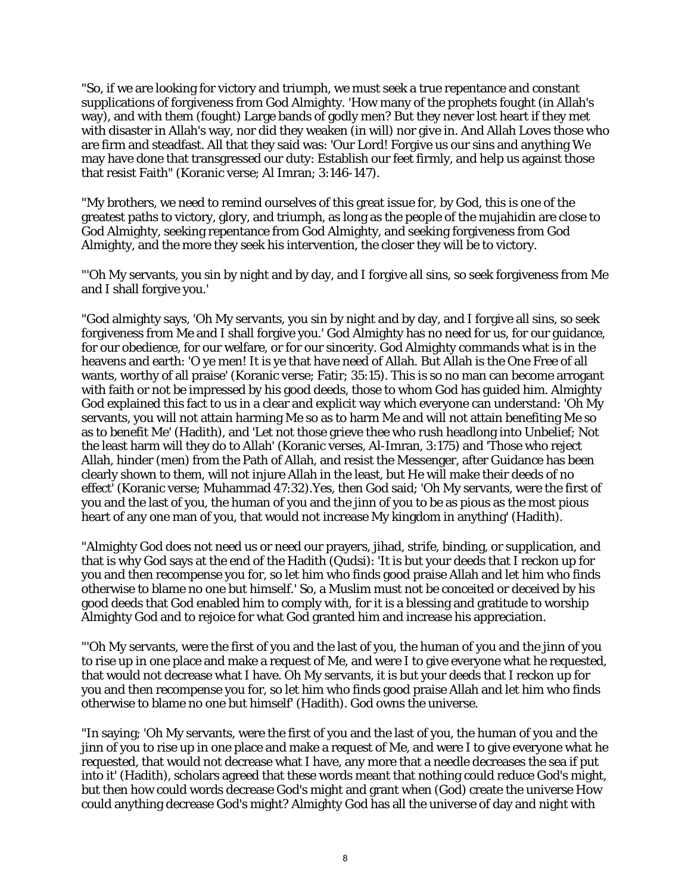"So, if we are looking for victory and triumph, we must seek a true repentance and constant supplications of forgiveness from God Almighty. 'How many of the prophets fought (in Allah's way), and with them (fought) Large bands of godly men? But they never lost heart if they met with disaster in Allah's way, nor did they weaken (in will) nor give in. And Allah Loves those who are firm and steadfast. All that they said was: 'Our Lord! Forgive us our sins and anything We may have done that transgressed our duty: Establish our feet firmly, and help us against those that resist Faith" (Koranic verse; Al Imran; 3:146-147).

"My brothers, we need to remind ourselves of this great issue for, by God, this is one of the greatest paths to victory, glory, and triumph, as long as the people of the mujahidin are close to God Almighty, seeking repentance from God Almighty, and seeking forgiveness from God Almighty, and the more they seek his intervention, the closer they will be to victory.

"'Oh My servants, you sin by night and by day, and I forgive all sins, so seek forgiveness from Me and I shall forgive you.'

"God almighty says, 'Oh My servants, you sin by night and by day, and I forgive all sins, so seek forgiveness from Me and I shall forgive you.' God Almighty has no need for us, for our guidance, for our obedience, for our welfare, or for our sincerity. God Almighty commands what is in the heavens and earth: 'O ye men! It is ye that have need of Allah. But Allah is the One Free of all wants, worthy of all praise' (Koranic verse; Fatir; 35:15). This is so no man can become arrogant with faith or not be impressed by his good deeds, those to whom God has guided him. Almighty God explained this fact to us in a clear and explicit way which everyone can understand: 'Oh My servants, you will not attain harming Me so as to harm Me and will not attain benefiting Me so as to benefit Me' (Hadith), and 'Let not those grieve thee who rush headlong into Unbelief; Not the least harm will they do to Allah' (Koranic verses, Al-Imran, 3:175) and 'Those who reject Allah, hinder (men) from the Path of Allah, and resist the Messenger, after Guidance has been clearly shown to them, will not injure Allah in the least, but He will make their deeds of no effect' (Koranic verse; Muhammad 47:32).Yes, then God said; 'Oh My servants, were the first of you and the last of you, the human of you and the jinn of you to be as pious as the most pious heart of any one man of you, that would not increase My kingdom in anything' (Hadith).

"Almighty God does not need us or need our prayers, jihad, strife, binding, or supplication, and that is why God says at the end of the Hadith (Qudsi): 'It is but your deeds that I reckon up for you and then recompense you for, so let him who finds good praise Allah and let him who finds otherwise to blame no one but himself.' So, a Muslim must not be conceited or deceived by his good deeds that God enabled him to comply with, for it is a blessing and gratitude to worship Almighty God and to rejoice for what God granted him and increase his appreciation.

"'Oh My servants, were the first of you and the last of you, the human of you and the jinn of you to rise up in one place and make a request of Me, and were I to give everyone what he requested, that would not decrease what I have. Oh My servants, it is but your deeds that I reckon up for you and then recompense you for, so let him who finds good praise Allah and let him who finds otherwise to blame no one but himself' (Hadith). God owns the universe.

"In saying; 'Oh My servants, were the first of you and the last of you, the human of you and the jinn of you to rise up in one place and make a request of Me, and were I to give everyone what he requested, that would not decrease what I have, any more that a needle decreases the sea if put into it' (Hadith), scholars agreed that these words meant that nothing could reduce God's might, but then how could words decrease God's might and grant when (God) create the universe How could anything decrease God's might? Almighty God has all the universe of day and night with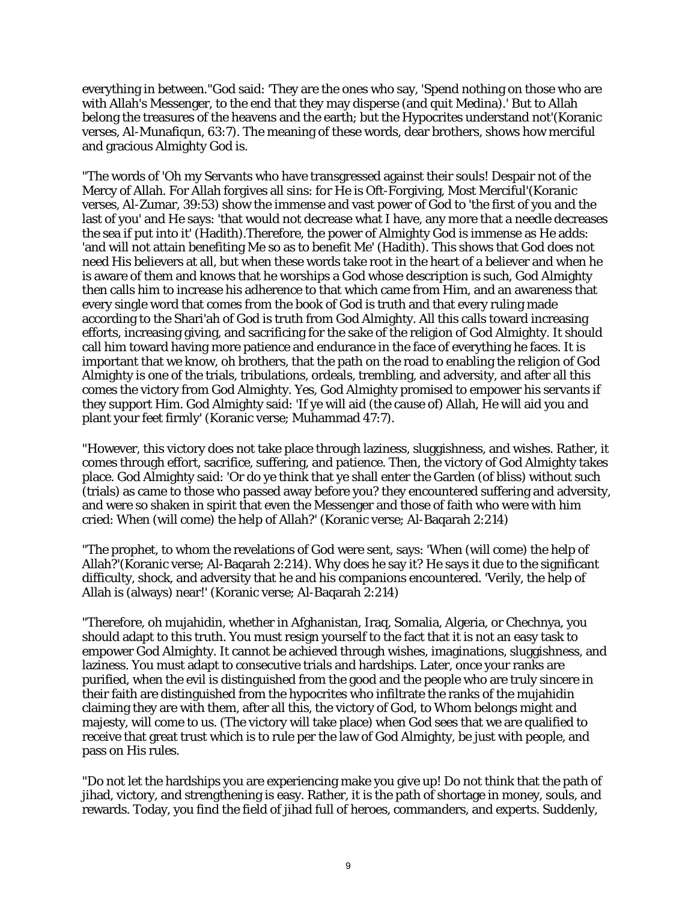everything in between."God said: 'They are the ones who say, 'Spend nothing on those who are with Allah's Messenger, to the end that they may disperse (and quit Medina).' But to Allah belong the treasures of the heavens and the earth; but the Hypocrites understand not'(Koranic verses, Al-Munafiqun, 63:7). The meaning of these words, dear brothers, shows how merciful and gracious Almighty God is.

"The words of 'Oh my Servants who have transgressed against their souls! Despair not of the Mercy of Allah. For Allah forgives all sins: for He is Oft-Forgiving, Most Merciful'(Koranic verses, Al-Zumar, 39:53) show the immense and vast power of God to 'the first of you and the last of you' and He says: 'that would not decrease what I have, any more that a needle decreases the sea if put into it' (Hadith).Therefore, the power of Almighty God is immense as He adds: 'and will not attain benefiting Me so as to benefit Me' (Hadith). This shows that God does not need His believers at all, but when these words take root in the heart of a believer and when he is aware of them and knows that he worships a God whose description is such, God Almighty then calls him to increase his adherence to that which came from Him, and an awareness that every single word that comes from the book of God is truth and that every ruling made according to the Shari'ah of God is truth from God Almighty. All this calls toward increasing efforts, increasing giving, and sacrificing for the sake of the religion of God Almighty. It should call him toward having more patience and endurance in the face of everything he faces. It is important that we know, oh brothers, that the path on the road to enabling the religion of God Almighty is one of the trials, tribulations, ordeals, trembling, and adversity, and after all this comes the victory from God Almighty. Yes, God Almighty promised to empower his servants if they support Him. God Almighty said: 'If ye will aid (the cause of) Allah, He will aid you and plant your feet firmly' (Koranic verse; Muhammad 47:7).

"However, this victory does not take place through laziness, sluggishness, and wishes. Rather, it comes through effort, sacrifice, suffering, and patience. Then, the victory of God Almighty takes place. God Almighty said: 'Or do ye think that ye shall enter the Garden (of bliss) without such (trials) as came to those who passed away before you? they encountered suffering and adversity, and were so shaken in spirit that even the Messenger and those of faith who were with him cried: When (will come) the help of Allah?' (Koranic verse; Al-Baqarah 2:214)

"The prophet, to whom the revelations of God were sent, says: 'When (will come) the help of Allah?'(Koranic verse; Al-Baqarah 2:214). Why does he say it? He says it due to the significant difficulty, shock, and adversity that he and his companions encountered. 'Verily, the help of Allah is (always) near!' (Koranic verse; Al-Baqarah 2:214)

"Therefore, oh mujahidin, whether in Afghanistan, Iraq, Somalia, Algeria, or Chechnya, you should adapt to this truth. You must resign yourself to the fact that it is not an easy task to empower God Almighty. It cannot be achieved through wishes, imaginations, sluggishness, and laziness. You must adapt to consecutive trials and hardships. Later, once your ranks are purified, when the evil is distinguished from the good and the people who are truly sincere in their faith are distinguished from the hypocrites who infiltrate the ranks of the mujahidin claiming they are with them, after all this, the victory of God, to Whom belongs might and majesty, will come to us. (The victory will take place) when God sees that we are qualified to receive that great trust which is to rule per the law of God Almighty, be just with people, and pass on His rules.

"Do not let the hardships you are experiencing make you give up! Do not think that the path of jihad, victory, and strengthening is easy. Rather, it is the path of shortage in money, souls, and rewards. Today, you find the field of jihad full of heroes, commanders, and experts. Suddenly,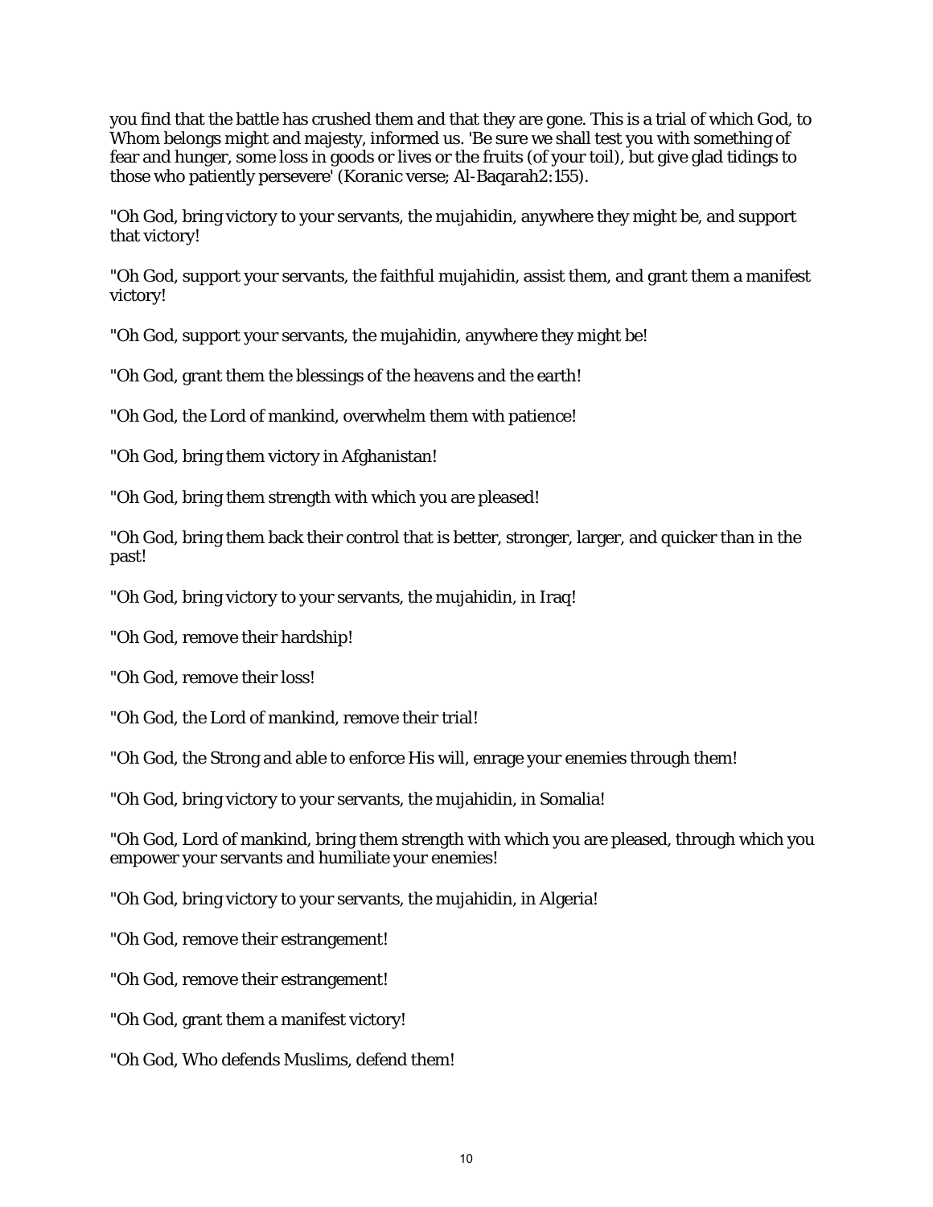you find that the battle has crushed them and that they are gone. This is a trial of which God, to Whom belongs might and majesty, informed us. 'Be sure we shall test you with something of fear and hunger, some loss in goods or lives or the fruits (of your toil), but give glad tidings to those who patiently persevere' (Koranic verse; Al-Baqarah2:155).

"Oh God, bring victory to your servants, the mujahidin, anywhere they might be, and support that victory!

"Oh God, support your servants, the faithful mujahidin, assist them, and grant them a manifest victory!

"Oh God, support your servants, the mujahidin, anywhere they might be!

"Oh God, grant them the blessings of the heavens and the earth!

"Oh God, the Lord of mankind, overwhelm them with patience!

"Oh God, bring them victory in Afghanistan!

"Oh God, bring them strength with which you are pleased!

"Oh God, bring them back their control that is better, stronger, larger, and quicker than in the past!

"Oh God, bring victory to your servants, the mujahidin, in Iraq!

"Oh God, remove their hardship!

"Oh God, remove their loss!

"Oh God, the Lord of mankind, remove their trial!

"Oh God, the Strong and able to enforce His will, enrage your enemies through them!

"Oh God, bring victory to your servants, the mujahidin, in Somalia!

"Oh God, Lord of mankind, bring them strength with which you are pleased, through which you empower your servants and humiliate your enemies!

"Oh God, bring victory to your servants, the mujahidin, in Algeria!

"Oh God, remove their estrangement!

"Oh God, remove their estrangement!

"Oh God, grant them a manifest victory!

"Oh God, Who defends Muslims, defend them!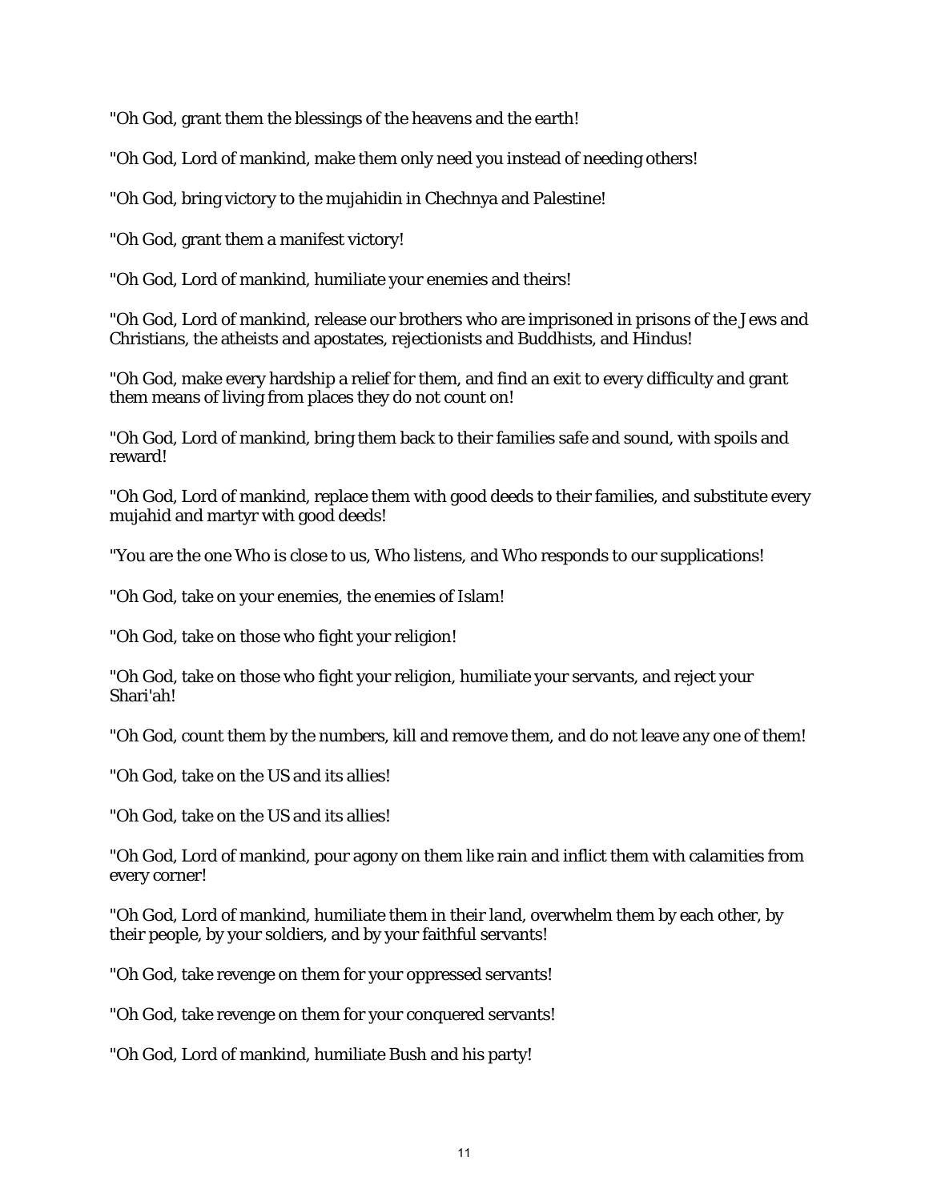"Oh God, grant them the blessings of the heavens and the earth!

"Oh God, Lord of mankind, make them only need you instead of needing others!

"Oh God, bring victory to the mujahidin in Chechnya and Palestine!

"Oh God, grant them a manifest victory!

"Oh God, Lord of mankind, humiliate your enemies and theirs!

"Oh God, Lord of mankind, release our brothers who are imprisoned in prisons of the Jews and Christians, the atheists and apostates, rejectionists and Buddhists, and Hindus!

"Oh God, make every hardship a relief for them, and find an exit to every difficulty and grant them means of living from places they do not count on!

"Oh God, Lord of mankind, bring them back to their families safe and sound, with spoils and reward!

"Oh God, Lord of mankind, replace them with good deeds to their families, and substitute every mujahid and martyr with good deeds!

"You are the one Who is close to us, Who listens, and Who responds to our supplications!

"Oh God, take on your enemies, the enemies of Islam!

"Oh God, take on those who fight your religion!

"Oh God, take on those who fight your religion, humiliate your servants, and reject your Shari'ah!

"Oh God, count them by the numbers, kill and remove them, and do not leave any one of them!

"Oh God, take on the US and its allies!

"Oh God, take on the US and its allies!

"Oh God, Lord of mankind, pour agony on them like rain and inflict them with calamities from every corner!

"Oh God, Lord of mankind, humiliate them in their land, overwhelm them by each other, by their people, by your soldiers, and by your faithful servants!

"Oh God, take revenge on them for your oppressed servants!

"Oh God, take revenge on them for your conquered servants!

"Oh God, Lord of mankind, humiliate Bush and his party!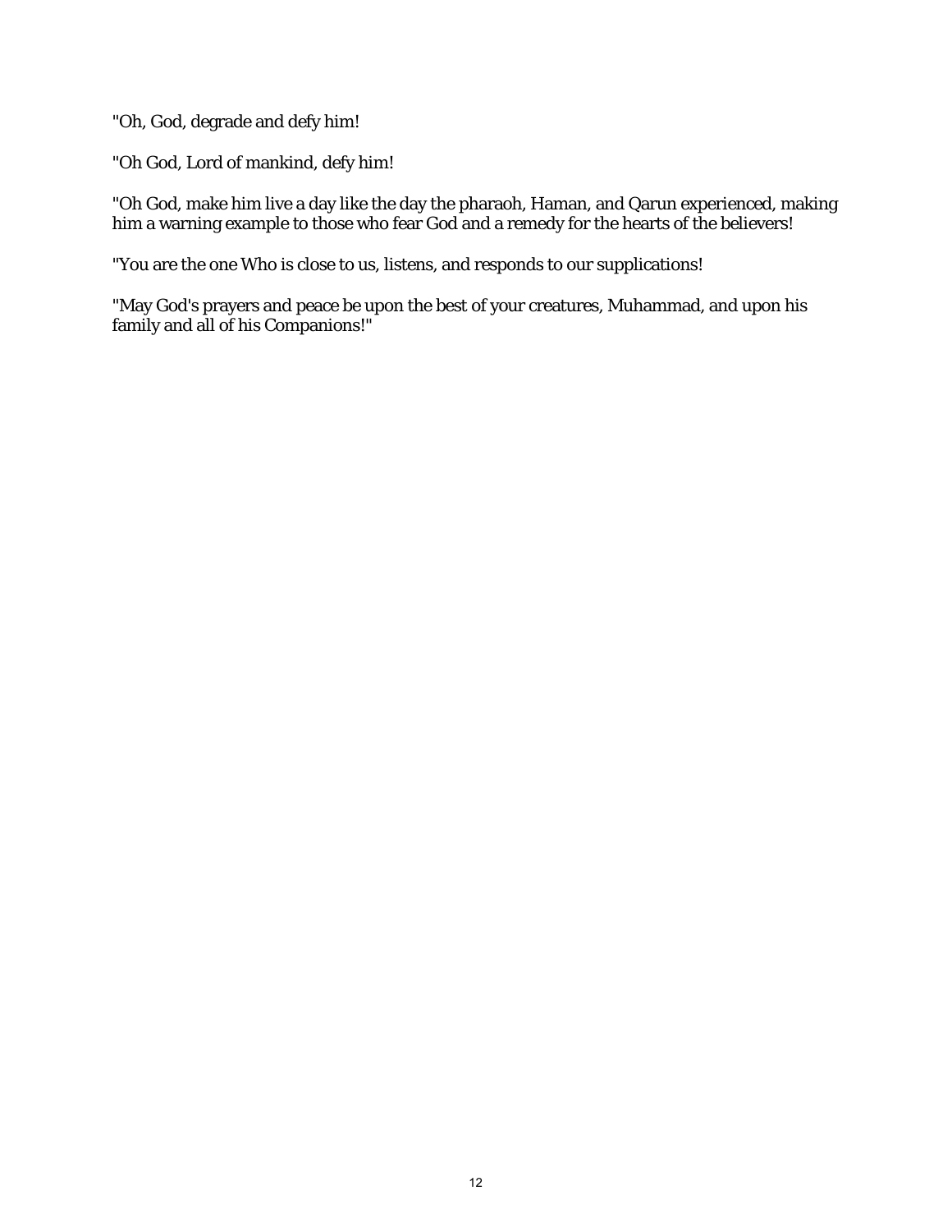"Oh, God, degrade and defy him!

"Oh God, Lord of mankind, defy him!

"Oh God, make him live a day like the day the pharaoh, Haman, and Qarun experienced, making him a warning example to those who fear God and a remedy for the hearts of the believers!

"You are the one Who is close to us, listens, and responds to our supplications!

"May God's prayers and peace be upon the best of your creatures, Muhammad, and upon his family and all of his Companions!"